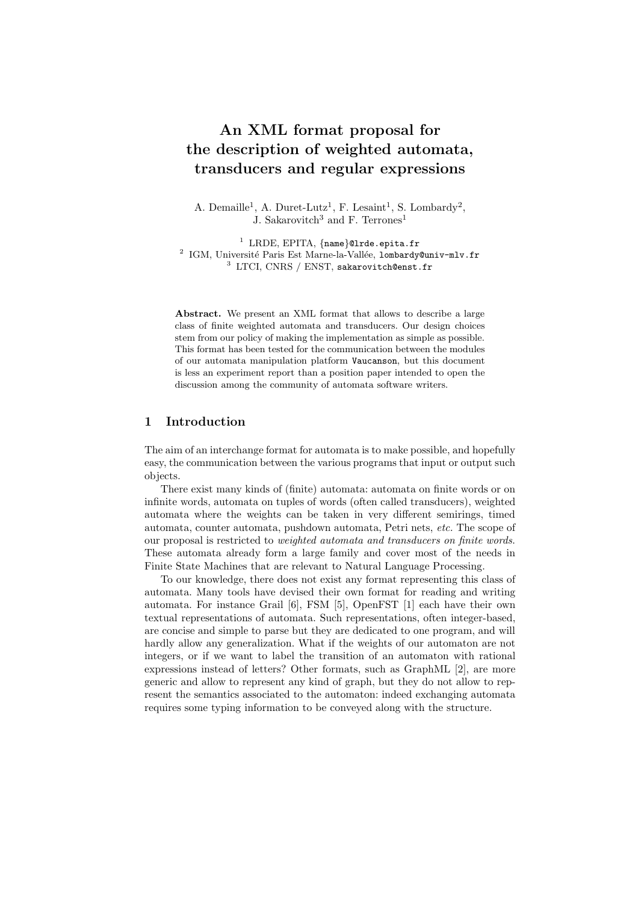# An XML format proposal for the description of weighted automata, transducers and regular expressions

A. Demaille[1], A. Duret-Lutz[1], F. Lesaint[1], S. Lombardy[2], J. Sakarovitch[3] and F. Terrones[1]

[1] LRDE, EPITA, {name}@lrde.epita.fr
[2] IGM, Université Paris Est Marne-la-Vallée, lombardy@univ-mlv.fr
[3] LTCI, CNRS / ENST, sakarovitch@enst.fr

**Abstract.** We present an XML format that allows to describe a large class of finite weighted automata and transducers. Our design choices stem from our policy of making the implementation as simple as possible. This format has been tested for the communication between the modules of our automata manipulation platform Vaucanson, but this document is less an experiment report than a position paper intended to open the discussion among the community of automata software writers.

## 1 Introduction

The aim of an interchange format for automata is to make possible, and hopefully easy, the communication between the various programs that input or output such objects.

There exist many kinds of (finite) automata: automata on finite words or on infinite words, automata on tuples of words (often called transducers), weighted automata where the weights can be taken in very different semirings, timed automata, counter automata, pushdown automata, Petri nets, *etc.* The scope of our proposal is restricted to *weighted automata and transducers on finite words.* These automata already form a large family and cover most of the needs in Finite State Machines that are relevant to Natural Language Processing.

To our knowledge, there does not exist any format representing this class of automata. Many tools have devised their own format for reading and writing automata. For instance Grail [6], FSM [5], OpenFST [1] each have their own textual representations of automata. Such representations, often integer-based, are concise and simple to parse but they are dedicated to one program, and will hardly allow any generalization. What if the weights of our automaton are not integers, or if we want to label the transition of an automaton with rational expressions instead of letters? Other formats, such as GraphML [2], are more generic and allow to represent any kind of graph, but they do not allow to represent the semantics associated to the automaton: indeed exchanging automata requires some typing information to be conveyed along with the structure.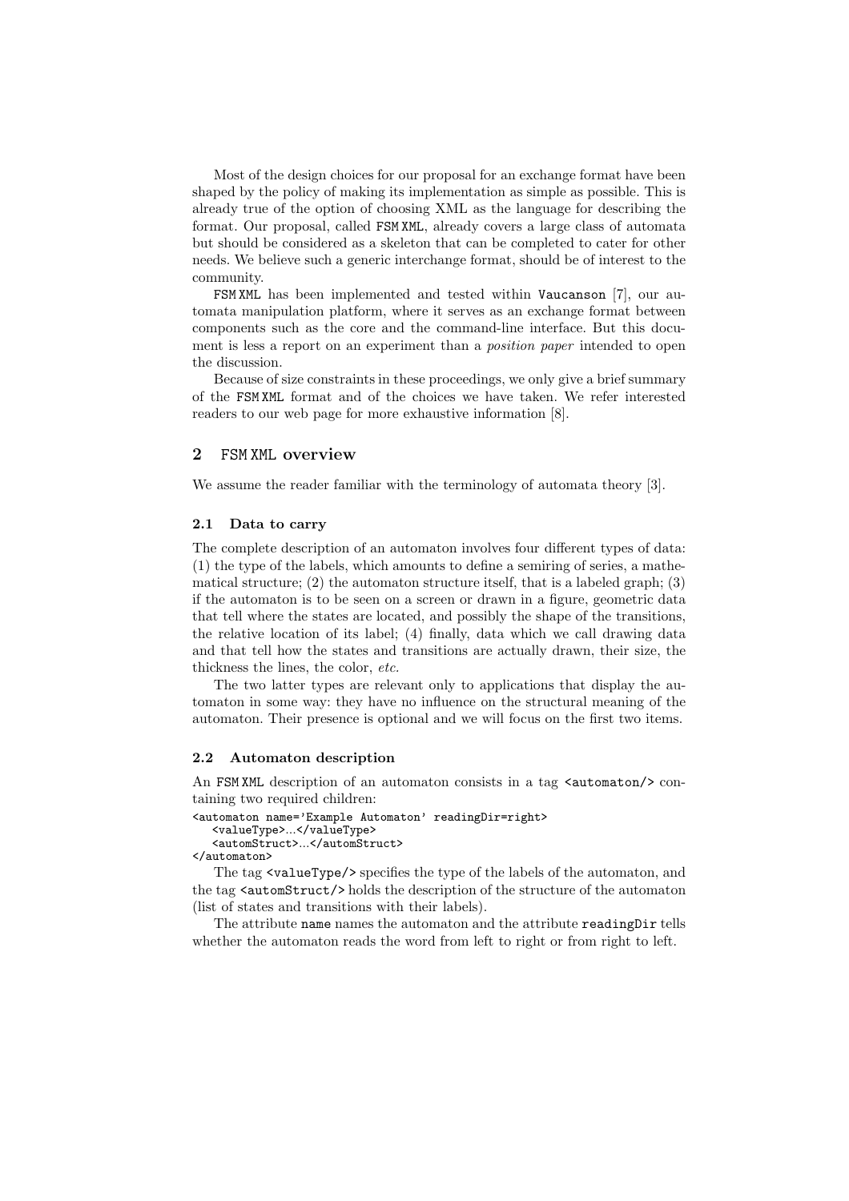Most of the design choices for our proposal for an exchange format have been shaped by the policy of making its implementation as simple as possible. This is already true of the option of choosing XML as the language for describing the format. Our proposal, called `FSM XML`, already covers a large class of automata but should be considered as a skeleton that can be completed to cater for other needs. We believe such a generic interchange format, should be of interest to the community.

`FSM XML` has been implemented and tested within `Vaucanson` [7], our automata manipulation platform, where it serves as an exchange format between components such as the core and the command-line interface. But this document is less a report on an experiment than a *position paper* intended to open the discussion.

Because of size constraints in these proceedings, we only give a brief summary of the `FSM XML` format and of the choices we have taken. We refer interested readers to our web page for more exhaustive information [8].

## 2 `FSM XML` overview

We assume the reader familiar with the terminology of automata theory [3].

### 2.1 Data to carry

The complete description of an automaton involves four different types of data: (1) the type of the labels, which amounts to define a semiring of series, a mathematical structure; (2) the automaton structure itself, that is a labeled graph; (3) if the automaton is to be seen on a screen or drawn in a figure, geometric data that tell where the states are located, and possibly the shape of the transitions, the relative location of its label; (4) finally, data which we call drawing data and that tell how the states and transitions are actually drawn, their size, the thickness the lines, the color, *etc.*

The two latter types are relevant only to applications that display the automaton in some way: they have no influence on the structural meaning of the automaton. Their presence is optional and we will focus on the first two items.

### 2.2 Automaton description

An `FSM XML` description of an automaton consists in a tag `<automaton/>` containing two required children:

```
<automaton name='Example Automaton' readingDir=right>
   <valueType>...</valueType>
   <automStruct>...</automStruct>
</automaton>
```

The tag `<valueType/>` specifies the type of the labels of the automaton, and the tag `<automStruct/>` holds the description of the structure of the automaton (list of states and transitions with their labels).

The attribute `name` names the automaton and the attribute `readingDir` tells whether the automaton reads the word from left to right or from right to left.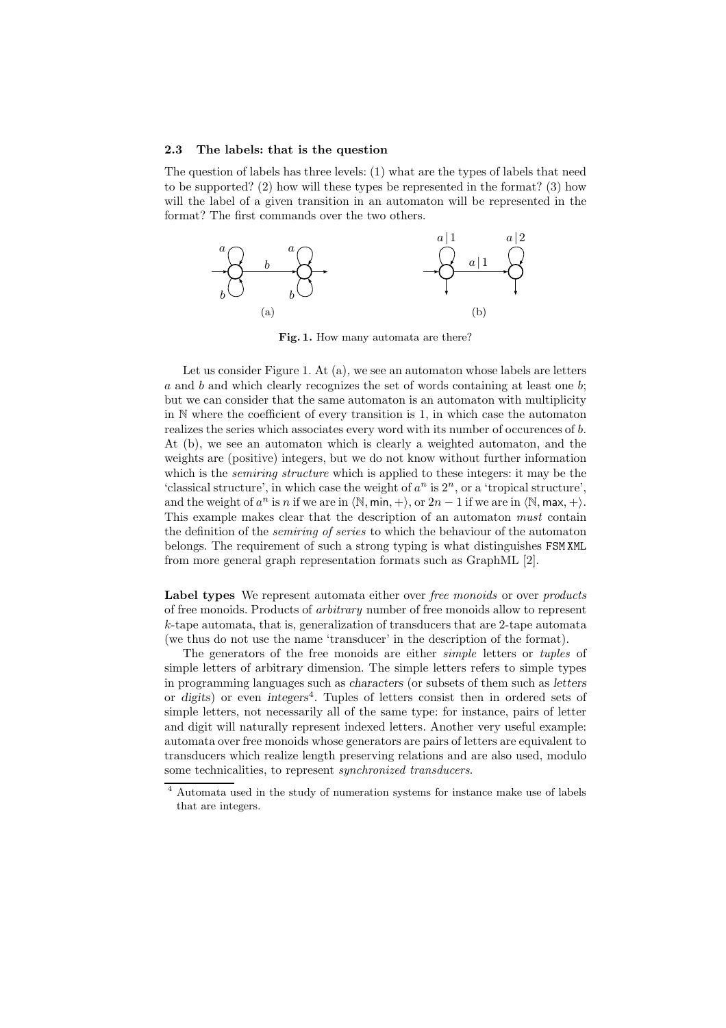### 2.3 The labels: that is the question

The question of labels has three levels: (1) what are the types of labels that need to be supported? (2) how will these types be represented in the format? (3) how will the label of a given transition in an automaton will be represented in the format? The first commands over the two others.

**Fig. 1.** How many automata are there?

Let us consider Figure 1. At (a), we see an automaton whose labels are letters $a$ and $b$ and which clearly recognizes the set of words containing at least one $b$; but we can consider that the same automaton is an automaton with multiplicity in $\mathbb{N}$ where the coefficient of every transition is 1, in which case the automaton realizes the series which associates every word with its number of occurences of $b$. At (b), we see an automaton which is clearly a weighted automaton, and the weights are (positive) integers, but we do not know without further information which is the *semiring structure* which is applied to these integers: it may be the 'classical structure', in which case the weight of $a^n$ is $2^n$, or a 'tropical structure', and the weight of $a^n$ is $n$ if we are in $\langle \mathbb{N}, \mathsf{min}, + \rangle$, or $2n - 1$ if we are in $\langle \mathbb{N}, \mathsf{max}, + \rangle$. This example makes clear that the description of an automaton *must* contain the definition of the *semiring of series* to which the behaviour of the automaton belongs. The requirement of such a strong typing is what distinguishes FSM XML from more general graph representation formats such as GraphML [2].

**Label types** We represent automata either over *free monoids* or over *products* of free monoids. Products of *arbitrary* number of free monoids allow to represent $k$-tape automata, that is, generalization of transducers that are 2-tape automata (we thus do not use the name 'transducer' in the description of the format).

The generators of the free monoids are either *simple* letters or *tuples* of simple letters of arbitrary dimension. The simple letters refers to simple types in programming languages such as characters (or subsets of them such as letters or digits) or even integers[4]. Tuples of letters consist then in ordered sets of simple letters, not necessarily all of the same type: for instance, pairs of letter and digit will naturally represent indexed letters. Another very useful example: automata over free monoids whose generators are pairs of letters are equivalent to transducers which realize length preserving relations and are also used, modulo some technicalities, to represent *synchronized transducers*.

[4] Automata used in the study of numeration systems for instance make use of labels that are integers.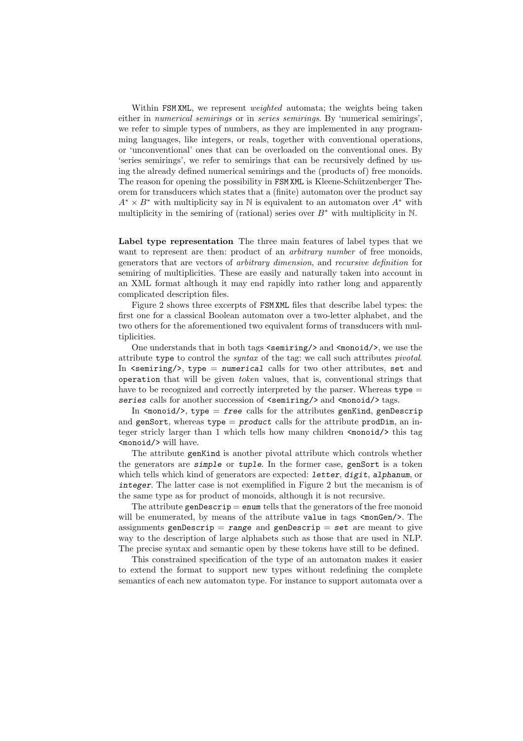Within FSM XML, we represent *weighted* automata; the weights being taken either in *numerical semirings* or in *series semirings*. By 'numerical semirings', we refer to simple types of numbers, as they are implemented in any programming languages, like integers, or reals, together with conventional operations, or 'unconventional' ones that can be overloaded on the conventional ones. By 'series semirings', we refer to semirings that can be recursively defined by using the already defined numerical semirings and the (products of) free monoids. The reason for opening the possibility in FSM XML is Kleene-Schützenberger Theorem for transducers which states that a (finite) automaton over the product say $A^* \times B^*$ with multiplicity say in $\mathbb{N}$ is equivalent to an automaton over $A^*$ with multiplicity in the semiring of (rational) series over $B^*$ with multiplicity in $\mathbb{N}$.

**Label type representation** The three main features of label types that we want to represent are then: product of an *arbitrary number* of free monoids, generators that are vectors of *arbitrary dimension*, and *recursive definition* for semiring of multiplicities. These are easily and naturally taken into account in an XML format although it may end rapidly into rather long and apparently complicated description files.

Figure 2 shows three excerpts of FSM XML files that describe label types: the first one for a classical Boolean automaton over a two-letter alphabet, and the two others for the aforementioned two equivalent forms of transducers with multiplicities.

One understands that in both tags `<semiring/>` and `<monoid/>`, we use the attribute `type` to control the *syntax* of the tag: we call such attributes *pivotal*. In `<semiring/>`, `type` = *`numerical`* calls for two other attributes, `set` and `operation` that will be given *token* values, that is, conventional strings that have to be recognized and correctly interpreted by the parser. Whereas `type` = *`series`* calls for another succession of `<semiring/>` and `<monoid/>` tags.

In `<monoid/>`, `type` = *`free`* calls for the attributes `genKind`, `genDescrip` and `genSort`, whereas `type` = *`product`* calls for the attribute `prodDim`, an integer stricly larger than 1 which tells how many children `<monoid/>` this tag `<monoid/>` will have.

The attribute `genKind` is another pivotal attribute which controls whether the generators are *`simple`* or *`tuple`*. In the former case, `genSort` is a token which tells which kind of generators are expected: *`letter`*, *`digit`*, *`alphanum`*, or *`integer`*. The latter case is not exemplified in Figure 2 but the mecanism is of the same type as for product of monoids, although it is not recursive.

The attribute `genDescrip` = *`enum`* tells that the generators of the free monoid will be enumerated, by means of the attribute `value` in tags `<monGen/>`. The assignments `genDescrip` = *`range`* and `genDescrip` = *`set`* are meant to give way to the description of large alphabets such as those that are used in NLP. The precise syntax and semantic open by these tokens have still to be defined.

This constrained specification of the type of an automaton makes it easier to extend the format to support new types without redefining the complete semantics of each new automaton type. For instance to support automata over a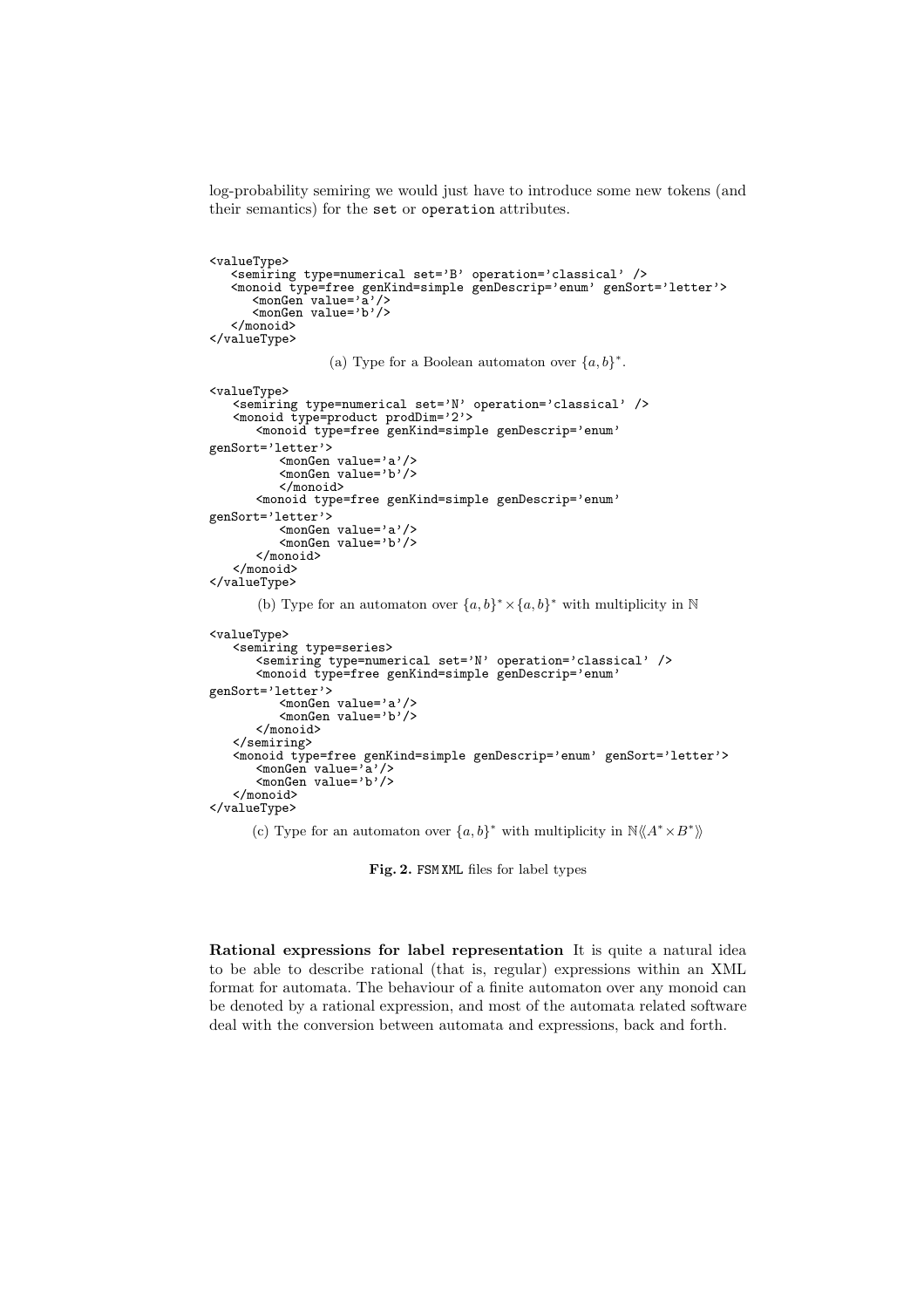log-probability semiring we would just have to introduce some new tokens (and their semantics) for the `set` or `operation` attributes.

```
<valueType>
   <semiring type=numerical set='B' operation='classical' />
   <monoid type=free genKind=simple genDescrip='enum' genSort='letter'>
      <monGen value='a'/>
      <monGen value='b'/>
   </monoid>
</valueType>
```

(a) Type for a Boolean automaton over $\{a, b\}^*$.

```
<valueType>
   <semiring type=numerical set='N' operation='classical' />
   <monoid type=product prodDim='2'>
      <monoid type=free genKind=simple genDescrip='enum'
genSort='letter'>
         <monGen value='a'/>
         <monGen value='b'/>
         </monoid>
      <monoid type=free genKind=simple genDescrip='enum'
genSort='letter'>
         <monGen value='a'/>
         <monGen value='b'/>
      </monoid>
   </monoid>
</valueType>
```

(b) Type for an automaton over $\{a, b\}^* \times \{a, b\}^*$ with multiplicity in $\mathbb{N}$

```
<valueType>
   <semiring type=series>
      <semiring type=numerical set='N' operation='classical' />
      <monoid type=free genKind=simple genDescrip='enum'
genSort='letter'>
         <monGen value='a'/>
         <monGen value='b'/>
      </monoid>
   </semiring>
   <monoid type=free genKind=simple genDescrip='enum' genSort='letter'>
      <monGen value='a'/>
      <monGen value='b'/>
   </monoid>
</valueType>
```

(c) Type for an automaton over $\{a, b\}^*$ with multiplicity in $\mathbb{N}\langle\langle A^* \times B^* \rangle\rangle$

**Fig. 2.** FSM XML files for label types

**Rational expressions for label representation** It is quite a natural idea to be able to describe rational (that is, regular) expressions within an XML format for automata. The behaviour of a finite automaton over any monoid can be denoted by a rational expression, and most of the automata related software deal with the conversion between automata and expressions, back and forth.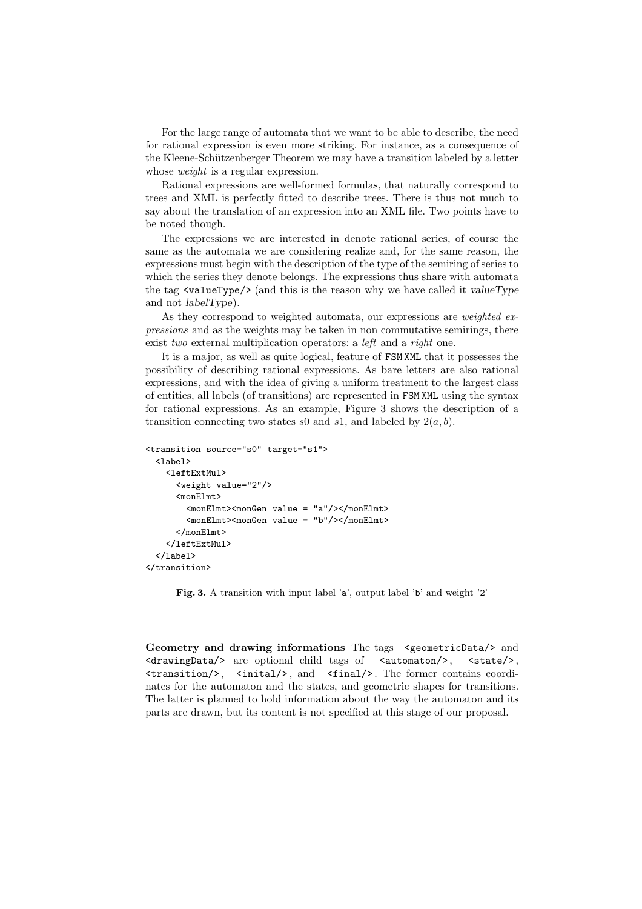For the large range of automata that we want to be able to describe, the need for rational expression is even more striking. For instance, as a consequence of the Kleene-Schützenberger Theorem we may have a transition labeled by a letter whose *weight* is a regular expression.

Rational expressions are well-formed formulas, that naturally correspond to trees and XML is perfectly fitted to describe trees. There is thus not much to say about the translation of an expression into an XML file. Two points have to be noted though.

The expressions we are interested in denote rational series, of course the same as the automata we are considering realize and, for the same reason, the expressions must begin with the description of the type of the semiring of series to which the series they denote belongs. The expressions thus share with automata the tag `<valueType/>` (and this is the reason why we have called it *valueType* and not *labelType*).

As they correspond to weighted automata, our expressions are *weighted expressions* and as the weights may be taken in non commutative semirings, there exist *two* external multiplication operators: a *left* and a *right* one.

It is a major, as well as quite logical, feature of FSM XML that it possesses the possibility of describing rational expressions. As bare letters are also rational expressions, and with the idea of giving a uniform treatment to the largest class of entities, all labels (of transitions) are represented in FSM XML using the syntax for rational expressions. As an example, Figure 3 shows the description of a transition connecting two states $s0$ and $s1$, and labeled by $2(a, b)$.

```
<transition source="s0" target="s1">
  <label>
    <leftExtMul>
      <weight value="2"/>
      <monElmt>
        <monElmt><monGen value = "a"/></monElmt>
        <monElmt><monGen value = "b"/></monElmt>
      </monElmt>
    </leftExtMul>
  </label>
</transition>
```

**Fig. 3.** A transition with input label 'a', output label 'b' and weight '2'

**Geometry and drawing informations** The tags `<geometricData/>` and `<drawingData/>` are optional child tags of `<automaton/>`, `<state/>`, `<transition/>`, `<inital/>`, and `<final/>`. The former contains coordinates for the automaton and the states, and geometric shapes for transitions. The latter is planned to hold information about the way the automaton and its parts are drawn, but its content is not specified at this stage of our proposal.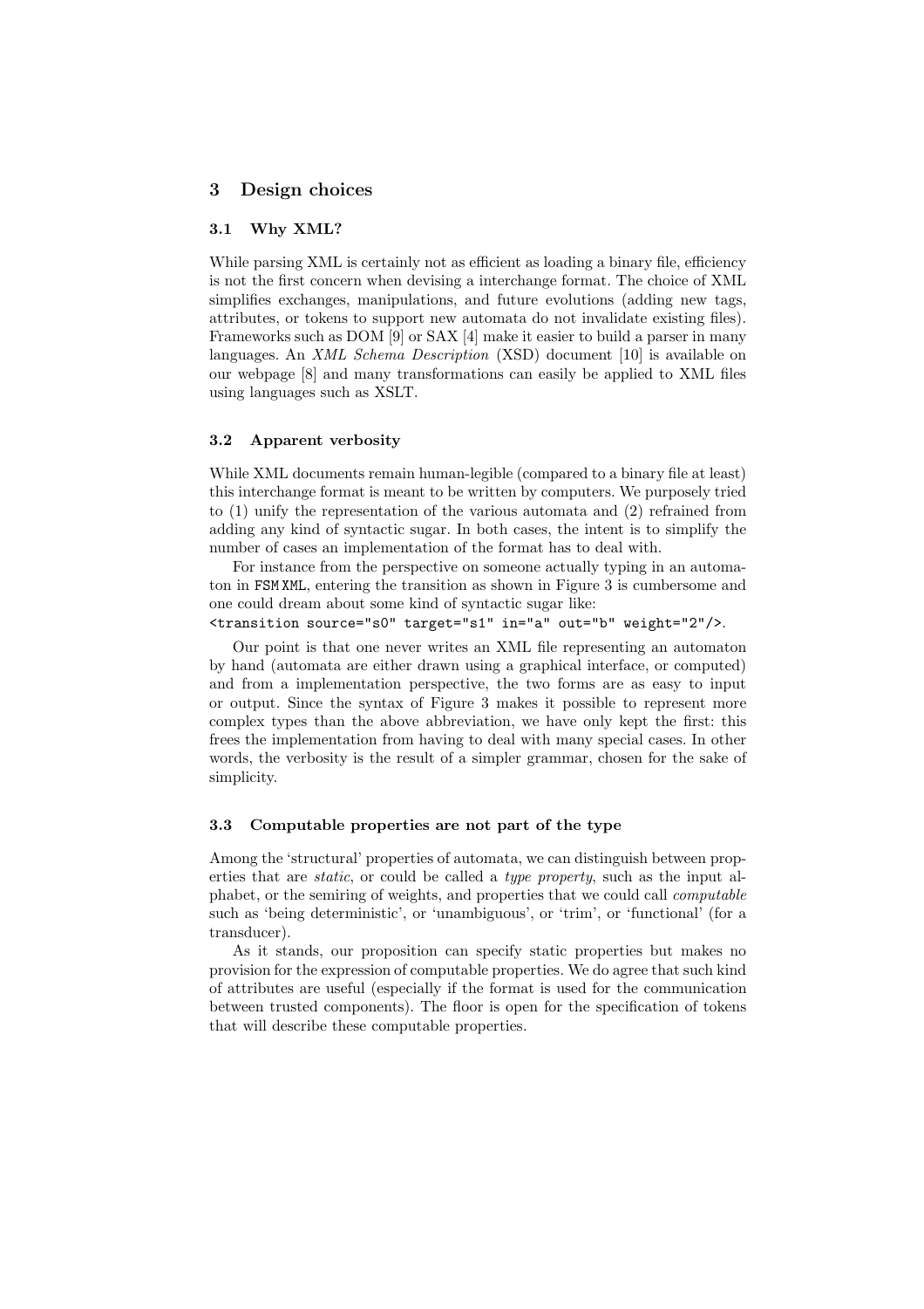## 3 Design choices

### 3.1 Why XML?

While parsing XML is certainly not as efficient as loading a binary file, efficiency is not the first concern when devising a interchange format. The choice of XML simplifies exchanges, manipulations, and future evolutions (adding new tags, attributes, or tokens to support new automata do not invalidate existing files). Frameworks such as DOM [9] or SAX [4] make it easier to build a parser in many languages. An *XML Schema Description* (XSD) document [10] is available on our webpage [8] and many transformations can easily be applied to XML files using languages such as XSLT.

### 3.2 Apparent verbosity

While XML documents remain human-legible (compared to a binary file at least) this interchange format is meant to be written by computers. We purposely tried to (1) unify the representation of the various automata and (2) refrained from adding any kind of syntactic sugar. In both cases, the intent is to simplify the number of cases an implementation of the format has to deal with.

For instance from the perspective on someone actually typing in an automaton in `FSM XML`, entering the transition as shown in Figure 3 is cumbersome and one could dream about some kind of syntactic sugar like:
`<transition source="s0" target="s1" in="a" out="b" weight="2"/>`.

Our point is that one never writes an XML file representing an automaton by hand (automata are either drawn using a graphical interface, or computed) and from a implementation perspective, the two forms are as easy to input or output. Since the syntax of Figure 3 makes it possible to represent more complex types than the above abbreviation, we have only kept the first: this frees the implementation from having to deal with many special cases. In other words, the verbosity is the result of a simpler grammar, chosen for the sake of simplicity.

### 3.3 Computable properties are not part of the type

Among the 'structural' properties of automata, we can distinguish between properties that are *static*, or could be called a *type property*, such as the input alphabet, or the semiring of weights, and properties that we could call *computable* such as 'being deterministic', or 'unambiguous', or 'trim', or 'functional' (for a transducer).

As it stands, our proposition can specify static properties but makes no provision for the expression of computable properties. We do agree that such kind of attributes are useful (especially if the format is used for the communication between trusted components). The floor is open for the specification of tokens that will describe these computable properties.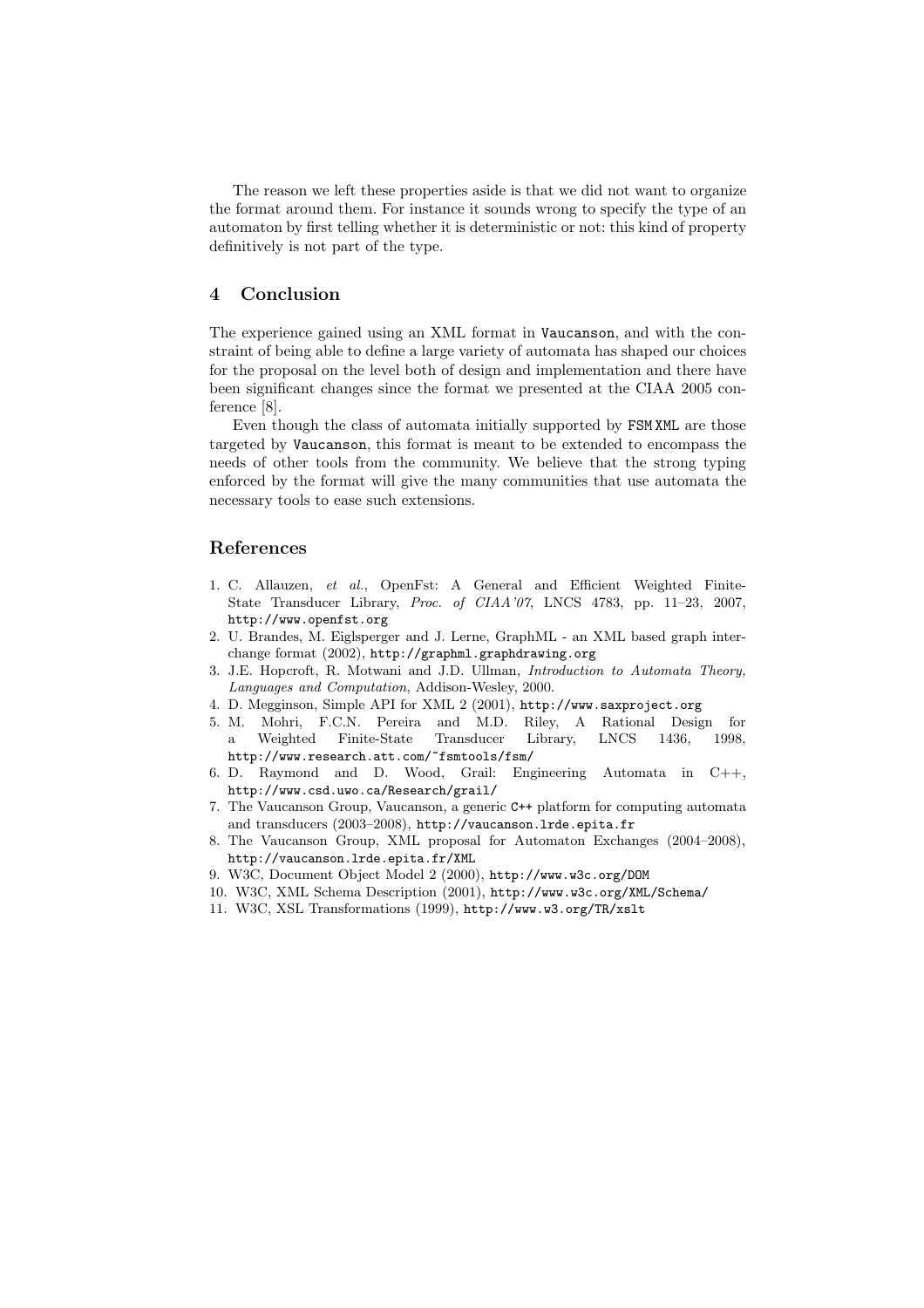The reason we left these properties aside is that we did not want to organize the format around them. For instance it sounds wrong to specify the type of an automaton by first telling whether it is deterministic or not: this kind of property definitively is not part of the type.

## 4 Conclusion

The experience gained using an XML format in `Vaucanson`, and with the constraint of being able to define a large variety of automata has shaped our choices for the proposal on the level both of design and implementation and there have been significant changes since the format we presented at the CIAA 2005 conference [8].

Even though the class of automata initially supported by `FSM XML` are those targeted by `Vaucanson`, this format is meant to be extended to encompass the needs of other tools from the community. We believe that the strong typing enforced by the format will give the many communities that use automata the necessary tools to ease such extensions.

## References

1. C. Allauzen, *et al.*, OpenFst: A General and Efficient Weighted Finite-State Transducer Library, *Proc. of CIAA'07*, LNCS 4783, pp. 11–23, 2007, `http://www.openfst.org`
2. U. Brandes, M. Eiglsperger and J. Lerne, GraphML - an XML based graph interchange format (2002), `http://graphml.graphdrawing.org`
3. J.E. Hopcroft, R. Motwani and J.D. Ullman, *Introduction to Automata Theory, Languages and Computation*, Addison-Wesley, 2000.
4. D. Megginson, Simple API for XML 2 (2001), `http://www.saxproject.org`
5. M. Mohri, F.C.N. Pereira and M.D. Riley, A Rational Design for a Weighted Finite-State Transducer Library, LNCS 1436, 1998, `http://www.research.att.com/~fsmtools/fsm/`
6. D. Raymond and D. Wood, Grail: Engineering Automata in C++, `http://www.csd.uwo.ca/Research/grail/`
7. The Vaucanson Group, Vaucanson, a generic `C++` platform for computing automata and transducers (2003–2008), `http://vaucanson.lrde.epita.fr`
8. The Vaucanson Group, XML proposal for Automaton Exchanges (2004–2008), `http://vaucanson.lrde.epita.fr/XML`
9. W3C, Document Object Model 2 (2000), `http://www.w3c.org/DOM`
10. W3C, XML Schema Description (2001), `http://www.w3c.org/XML/Schema/`
11. W3C, XSL Transformations (1999), `http://www.w3.org/TR/xslt`